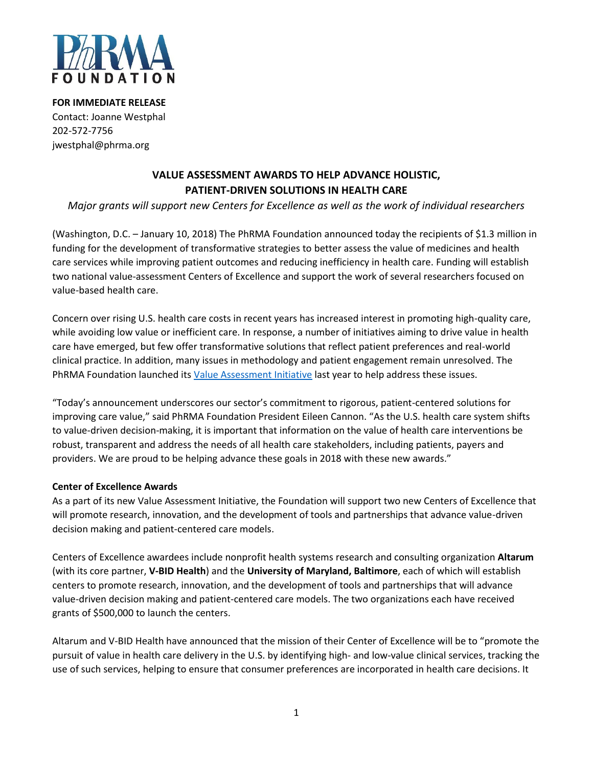PhRMA FOUNDATION

**FOR IMMEDIATE RELEASE**
Contact: Joanne Westphal
202-572-7756
jwestphal@phrma.org

# VALUE ASSESSMENT AWARDS TO HELP ADVANCE HOLISTIC, PATIENT-DRIVEN SOLUTIONS IN HEALTH CARE

*Major grants will support new Centers for Excellence as well as the work of individual researchers*

(Washington, D.C. – January 10, 2018) The PhRMA Foundation announced today the recipients of $1.3 million in funding for the development of transformative strategies to better assess the value of medicines and health care services while improving patient outcomes and reducing inefficiency in health care. Funding will establish two national value-assessment Centers of Excellence and support the work of several researchers focused on value-based health care.

Concern over rising U.S. health care costs in recent years has increased interest in promoting high-quality care, while avoiding low value or inefficient care. In response, a number of initiatives aiming to drive value in health care have emerged, but few offer transformative solutions that reflect patient preferences and real-world clinical practice. In addition, many issues in methodology and patient engagement remain unresolved. The PhRMA Foundation launched its Value Assessment Initiative last year to help address these issues.

"Today's announcement underscores our sector's commitment to rigorous, patient-centered solutions for improving care value," said PhRMA Foundation President Eileen Cannon. "As the U.S. health care system shifts to value-driven decision-making, it is important that information on the value of health care interventions be robust, transparent and address the needs of all health care stakeholders, including patients, payers and providers. We are proud to be helping advance these goals in 2018 with these new awards."

**Center of Excellence Awards**

As a part of its new Value Assessment Initiative, the Foundation will support two new Centers of Excellence that will promote research, innovation, and the development of tools and partnerships that advance value-driven decision making and patient-centered care models.

Centers of Excellence awardees include nonprofit health systems research and consulting organization **Altarum** (with its core partner, **V-BID Health**) and the **University of Maryland, Baltimore**, each of which will establish centers to promote research, innovation, and the development of tools and partnerships that will advance value-driven decision making and patient-centered care models. The two organizations each have received grants of $500,000 to launch the centers.

Altarum and V-BID Health have announced that the mission of their Center of Excellence will be to "promote the pursuit of value in health care delivery in the U.S. by identifying high- and low-value clinical services, tracking the use of such services, helping to ensure that consumer preferences are incorporated in health care decisions. It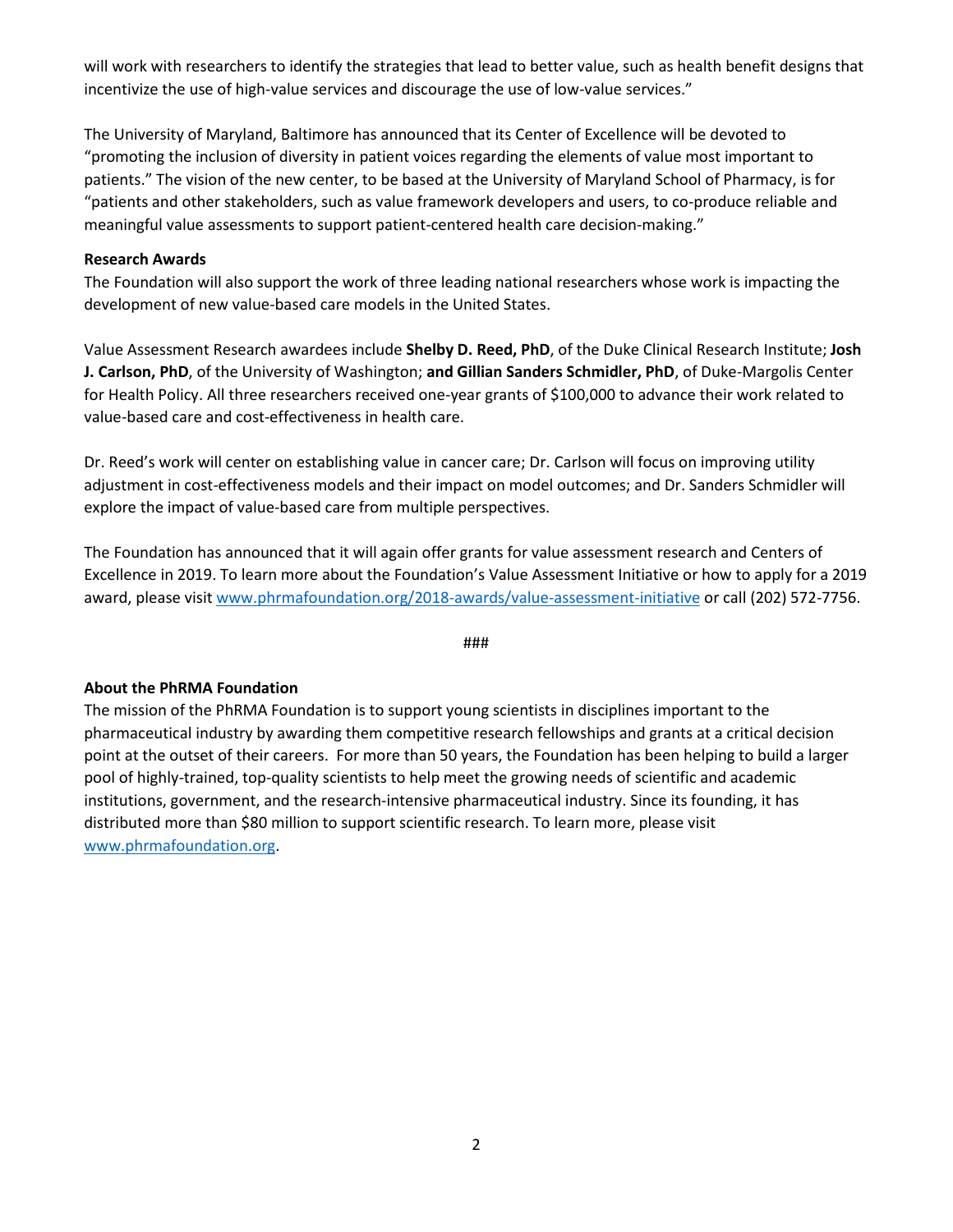will work with researchers to identify the strategies that lead to better value, such as health benefit designs that incentivize the use of high-value services and discourage the use of low-value services."

The University of Maryland, Baltimore has announced that its Center of Excellence will be devoted to "promoting the inclusion of diversity in patient voices regarding the elements of value most important to patients." The vision of the new center, to be based at the University of Maryland School of Pharmacy, is for "patients and other stakeholders, such as value framework developers and users, to co-produce reliable and meaningful value assessments to support patient-centered health care decision-making."

**Research Awards**

The Foundation will also support the work of three leading national researchers whose work is impacting the development of new value-based care models in the United States.

Value Assessment Research awardees include **Shelby D. Reed, PhD**, of the Duke Clinical Research Institute; **Josh J. Carlson, PhD**, of the University of Washington; **and Gillian Sanders Schmidler, PhD**, of Duke-Margolis Center for Health Policy. All three researchers received one-year grants of $100,000 to advance their work related to value-based care and cost-effectiveness in health care.

Dr. Reed's work will center on establishing value in cancer care; Dr. Carlson will focus on improving utility adjustment in cost-effectiveness models and their impact on model outcomes; and Dr. Sanders Schmidler will explore the impact of value-based care from multiple perspectives.

The Foundation has announced that it will again offer grants for value assessment research and Centers of Excellence in 2019. To learn more about the Foundation's Value Assessment Initiative or how to apply for a 2019 award, please visit www.phrmafoundation.org/2018-awards/value-assessment-initiative or call (202) 572-7756.

###

**About the PhRMA Foundation**

The mission of the PhRMA Foundation is to support young scientists in disciplines important to the pharmaceutical industry by awarding them competitive research fellowships and grants at a critical decision point at the outset of their careers. For more than 50 years, the Foundation has been helping to build a larger pool of highly-trained, top-quality scientists to help meet the growing needs of scientific and academic institutions, government, and the research-intensive pharmaceutical industry. Since its founding, it has distributed more than $80 million to support scientific research. To learn more, please visit www.phrmafoundation.org.